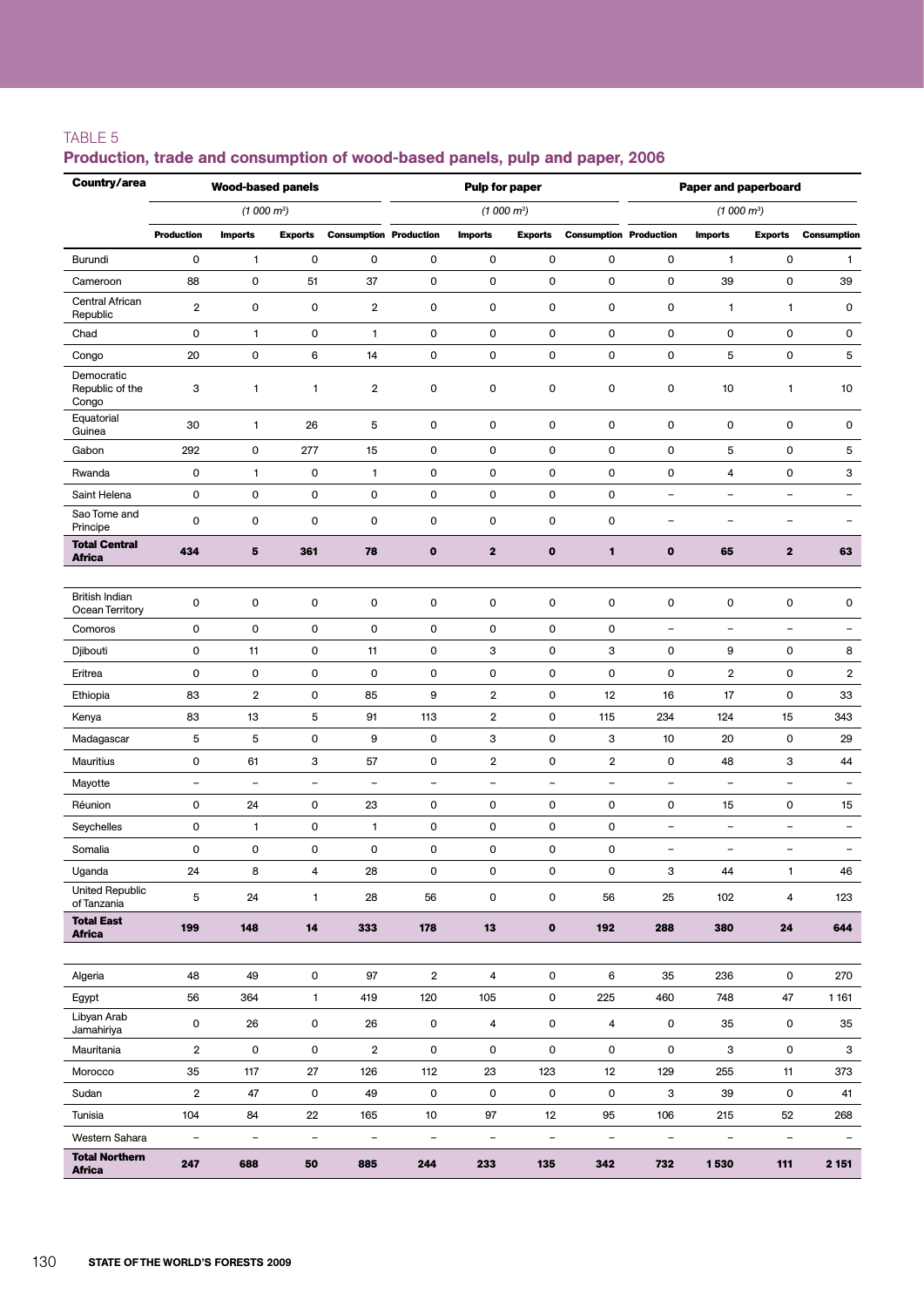TABLE 5

## Production, trade and consumption of wood-based panels, pulp and paper, 2006

| Country/area | Wood-based panels | | | | Pulp for paper | | | | Paper and paperboard | | | |
|---|---|---|---|---|---|---|---|---|---|---|---|---|
| | (1 000 $m^3$) | | | | (1 000 $m^3$) | | | | (1 000 $m^3$) | | | |
| | Production | Imports | Exports | Consumption | Production | Imports | Exports | Consumption | Production | Imports | Exports | Consumption |
| Burundi | 0 | 1 | 0 | 0 | 0 | 0 | 0 | 0 | 0 | 1 | 0 | 1 |
| Cameroon | 88 | 0 | 51 | 37 | 0 | 0 | 0 | 0 | 0 | 39 | 0 | 39 |
| Central African Republic | 2 | 0 | 0 | 2 | 0 | 0 | 0 | 0 | 0 | 1 | 1 | 0 |
| Chad | 0 | 1 | 0 | 1 | 0 | 0 | 0 | 0 | 0 | 0 | 0 | 0 |
| Congo | 20 | 0 | 6 | 14 | 0 | 0 | 0 | 0 | 0 | 5 | 0 | 5 |
| Democratic Republic of the Congo | 3 | 1 | 1 | 2 | 0 | 0 | 0 | 0 | 0 | 10 | 1 | 10 |
| Equatorial Guinea | 30 | 1 | 26 | 5 | 0 | 0 | 0 | 0 | 0 | 0 | 0 | 0 |
| Gabon | 292 | 0 | 277 | 15 | 0 | 0 | 0 | 0 | 0 | 5 | 0 | 5 |
| Rwanda | 0 | 1 | 0 | 1 | 0 | 0 | 0 | 0 | 0 | 4 | 0 | 3 |
| Saint Helena | 0 | 0 | 0 | 0 | 0 | 0 | 0 | 0 | – | – | – | – |
| Sao Tome and Principe | 0 | 0 | 0 | 0 | 0 | 0 | 0 | 0 | – | – | – | – |
| **Total Central Africa** | **434** | **5** | **361** | **78** | **0** | **2** | **0** | **1** | **0** | **65** | **2** | **63** |
| | | | | | | | | | | | | |
| British Indian Ocean Territory | 0 | 0 | 0 | 0 | 0 | 0 | 0 | 0 | 0 | 0 | 0 | 0 |
| Comoros | 0 | 0 | 0 | 0 | 0 | 0 | 0 | 0 | – | – | – | – |
| Djibouti | 0 | 11 | 0 | 11 | 0 | 3 | 0 | 3 | 0 | 9 | 0 | 8 |
| Eritrea | 0 | 0 | 0 | 0 | 0 | 0 | 0 | 0 | 0 | 2 | 0 | 2 |
| Ethiopia | 83 | 2 | 0 | 85 | 9 | 2 | 0 | 12 | 16 | 17 | 0 | 33 |
| Kenya | 83 | 13 | 5 | 91 | 113 | 2 | 0 | 115 | 234 | 124 | 15 | 343 |
| Madagascar | 5 | 5 | 0 | 9 | 0 | 3 | 0 | 3 | 10 | 20 | 0 | 29 |
| Mauritius | 0 | 61 | 3 | 57 | 0 | 2 | 0 | 2 | 0 | 48 | 3 | 44 |
| Mayotte | – | – | – | – | – | – | – | – | – | – | – | – |
| Réunion | 0 | 24 | 0 | 23 | 0 | 0 | 0 | 0 | 0 | 15 | 0 | 15 |
| Seychelles | 0 | 1 | 0 | 1 | 0 | 0 | 0 | 0 | – | – | – | – |
| Somalia | 0 | 0 | 0 | 0 | 0 | 0 | 0 | 0 | – | – | – | – |
| Uganda | 24 | 8 | 4 | 28 | 0 | 0 | 0 | 0 | 3 | 44 | 1 | 46 |
| United Republic of Tanzania | 5 | 24 | 1 | 28 | 56 | 0 | 0 | 56 | 25 | 102 | 4 | 123 |
| **Total East Africa** | **199** | **148** | **14** | **333** | **178** | **13** | **0** | **192** | **288** | **380** | **24** | **644** |
| | | | | | | | | | | | | |
| Algeria | 48 | 49 | 0 | 97 | 2 | 4 | 0 | 6 | 35 | 236 | 0 | 270 |
| Egypt | 56 | 364 | 1 | 419 | 120 | 105 | 0 | 225 | 460 | 748 | 47 | 1 161 |
| Libyan Arab Jamahiriya | 0 | 26 | 0 | 26 | 0 | 4 | 0 | 4 | 0 | 35 | 0 | 35 |
| Mauritania | 2 | 0 | 0 | 2 | 0 | 0 | 0 | 0 | 0 | 3 | 0 | 3 |
| Morocco | 35 | 117 | 27 | 126 | 112 | 23 | 123 | 12 | 129 | 255 | 11 | 373 |
| Sudan | 2 | 47 | 0 | 49 | 0 | 0 | 0 | 0 | 3 | 39 | 0 | 41 |
| Tunisia | 104 | 84 | 22 | 165 | 10 | 97 | 12 | 95 | 106 | 215 | 52 | 268 |
| Western Sahara | – | – | – | – | – | – | – | – | – | – | – | – |
| **Total Northern Africa** | **247** | **688** | **50** | **885** | **244** | **233** | **135** | **342** | **732** | **1 530** | **111** | **2 151** |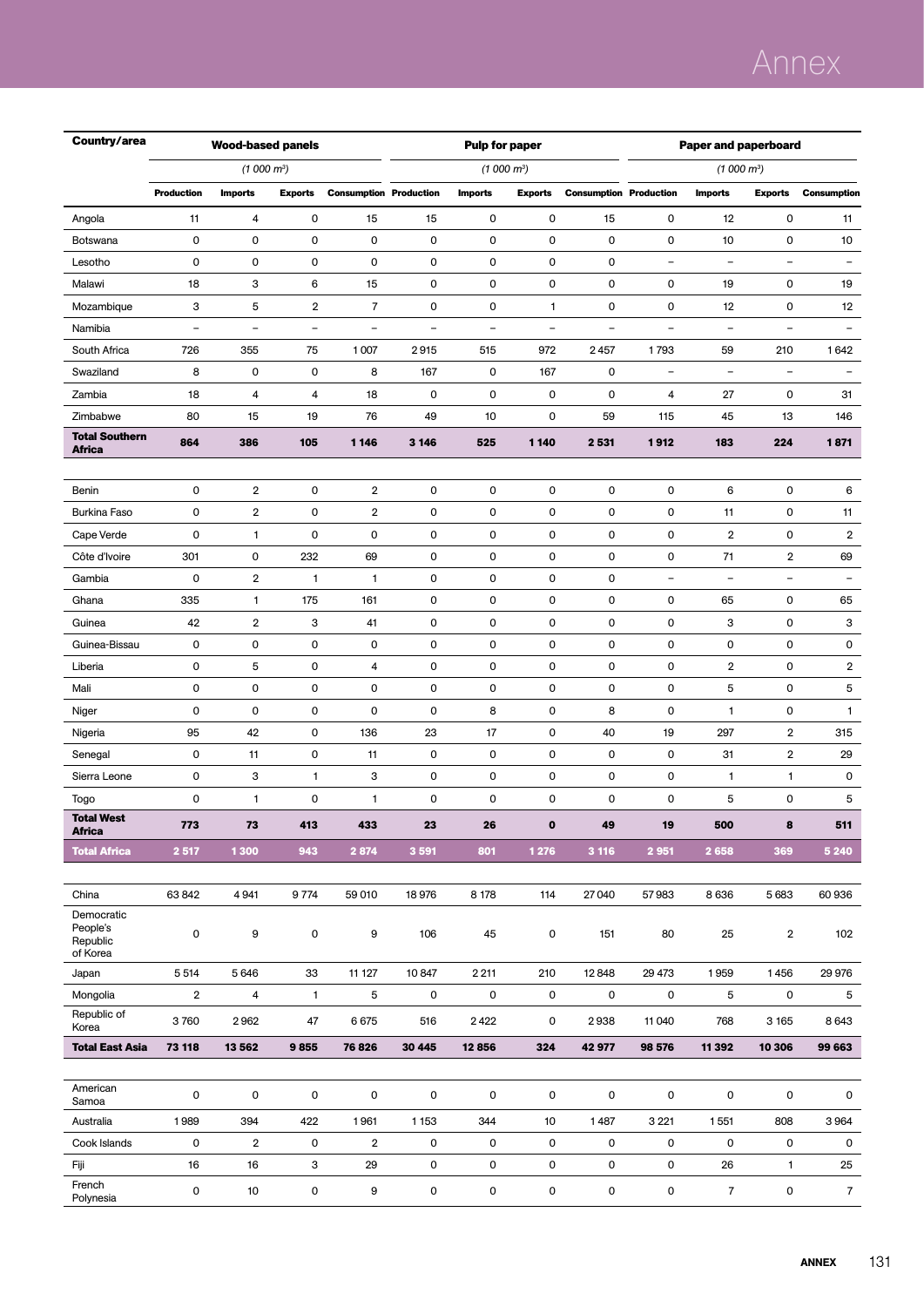| Country/area | Wood-based panels (1 000 m³) | | | | Pulp for paper (1 000 m³) | | | | Paper and paperboard (1 000 m³) | | | |
|---|---|---|---|---|---|---|---|---|---|---|---|---|
| | Production | Imports | Exports | Consumption | Production | Imports | Exports | Consumption | Production | Imports | Exports | Consumption |
| Angola | 11 | 4 | 0 | 15 | 15 | 0 | 0 | 15 | 0 | 12 | 0 | 11 |
| Botswana | 0 | 0 | 0 | 0 | 0 | 0 | 0 | 0 | 0 | 10 | 0 | 10 |
| Lesotho | 0 | 0 | 0 | 0 | 0 | 0 | 0 | 0 | – | – | – | – |
| Malawi | 18 | 3 | 6 | 15 | 0 | 0 | 0 | 0 | 0 | 19 | 0 | 19 |
| Mozambique | 3 | 5 | 2 | 7 | 0 | 0 | 1 | 0 | 0 | 12 | 0 | 12 |
| Namibia | – | – | – | – | – | – | – | – | – | – | – | – |
| South Africa | 726 | 355 | 75 | 1 007 | 2 915 | 515 | 972 | 2 457 | 1 793 | 59 | 210 | 1 642 |
| Swaziland | 8 | 0 | 0 | 8 | 167 | 0 | 167 | 0 | – | – | – | – |
| Zambia | 18 | 4 | 4 | 18 | 0 | 0 | 0 | 0 | 4 | 27 | 0 | 31 |
| Zimbabwe | 80 | 15 | 19 | 76 | 49 | 10 | 0 | 59 | 115 | 45 | 13 | 146 |
| **Total Southern Africa** | **864** | **386** | **105** | **1 146** | **3 146** | **525** | **1 140** | **2 531** | **1 912** | **183** | **224** | **1 871** |
| | | | | | | | | | | | | |
| Benin | 0 | 2 | 0 | 2 | 0 | 0 | 0 | 0 | 0 | 6 | 0 | 6 |
| Burkina Faso | 0 | 2 | 0 | 2 | 0 | 0 | 0 | 0 | 0 | 11 | 0 | 11 |
| Cape Verde | 0 | 1 | 0 | 0 | 0 | 0 | 0 | 0 | 0 | 2 | 0 | 2 |
| Côte d'Ivoire | 301 | 0 | 232 | 69 | 0 | 0 | 0 | 0 | 0 | 71 | 2 | 69 |
| Gambia | 0 | 2 | 1 | 1 | 0 | 0 | 0 | 0 | – | – | – | – |
| Ghana | 335 | 1 | 175 | 161 | 0 | 0 | 0 | 0 | 0 | 65 | 0 | 65 |
| Guinea | 42 | 2 | 3 | 41 | 0 | 0 | 0 | 0 | 0 | 3 | 0 | 3 |
| Guinea-Bissau | 0 | 0 | 0 | 0 | 0 | 0 | 0 | 0 | 0 | 0 | 0 | 0 |
| Liberia | 0 | 5 | 0 | 4 | 0 | 0 | 0 | 0 | 0 | 2 | 0 | 2 |
| Mali | 0 | 0 | 0 | 0 | 0 | 0 | 0 | 0 | 0 | 5 | 0 | 5 |
| Niger | 0 | 0 | 0 | 0 | 0 | 8 | 0 | 8 | 0 | 1 | 0 | 1 |
| Nigeria | 95 | 42 | 0 | 136 | 23 | 17 | 0 | 40 | 19 | 297 | 2 | 315 |
| Senegal | 0 | 11 | 0 | 11 | 0 | 0 | 0 | 0 | 0 | 31 | 2 | 29 |
| Sierra Leone | 0 | 3 | 1 | 3 | 0 | 0 | 0 | 0 | 0 | 1 | 1 | 0 |
| Togo | 0 | 1 | 0 | 1 | 0 | 0 | 0 | 0 | 0 | 5 | 0 | 5 |
| **Total West Africa** | **773** | **73** | **413** | **433** | **23** | **26** | **0** | **49** | **19** | **500** | **8** | **511** |
| **Total Africa** | **2 517** | **1 300** | **943** | **2 874** | **3 591** | **801** | **1 276** | **3 116** | **2 951** | **2 658** | **369** | **5 240** |
| | | | | | | | | | | | | |
| China | 63 842 | 4 941 | 9 774 | 59 010 | 18 976 | 8 178 | 114 | 27 040 | 57 983 | 8 636 | 5 683 | 60 936 |
| Democratic People's Republic of Korea | 0 | 9 | 0 | 9 | 106 | 45 | 0 | 151 | 80 | 25 | 2 | 102 |
| Japan | 5 514 | 5 646 | 33 | 11 127 | 10 847 | 2 211 | 210 | 12 848 | 29 473 | 1 959 | 1 456 | 29 976 |
| Mongolia | 2 | 4 | 1 | 5 | 0 | 0 | 0 | 0 | 0 | 5 | 0 | 5 |
| Republic of Korea | 3 760 | 2 962 | 47 | 6 675 | 516 | 2 422 | 0 | 2 938 | 11 040 | 768 | 3 165 | 8 643 |
| **Total East Asia** | **73 118** | **13 562** | **9 855** | **76 826** | **30 445** | **12 856** | **324** | **42 977** | **98 576** | **11 392** | **10 306** | **99 663** |
| | | | | | | | | | | | | |
| American Samoa | 0 | 0 | 0 | 0 | 0 | 0 | 0 | 0 | 0 | 0 | 0 | 0 |
| Australia | 1 989 | 394 | 422 | 1 961 | 1 153 | 344 | 10 | 1 487 | 3 221 | 1 551 | 808 | 3 964 |
| Cook Islands | 0 | 2 | 0 | 2 | 0 | 0 | 0 | 0 | 0 | 0 | 0 | 0 |
| Fiji | 16 | 16 | 3 | 29 | 0 | 0 | 0 | 0 | 0 | 26 | 1 | 25 |
| French Polynesia | 0 | 10 | 0 | 9 | 0 | 0 | 0 | 0 | 0 | 7 | 0 | 7 |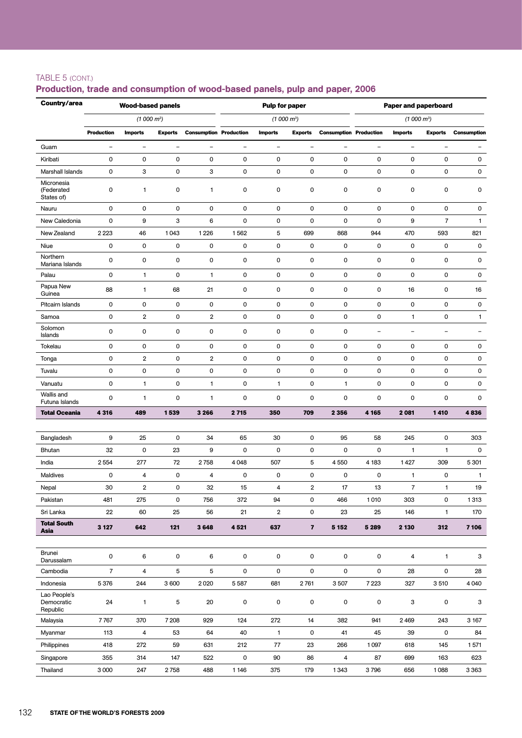TABLE 5 (CONT.)

## Production, trade and consumption of wood-based panels, pulp and paper, 2006

| Country/area | Wood-based panels | | | | Pulp for paper | | | | Paper and paperboard | | | |
|---|---|---|---|---|---|---|---|---|---|---|---|---|
| | (1 000 $m^3$) | | | | (1 000 $m^3$) | | | | (1 000 $m^3$) | | | |
| | Production | Imports | Exports | Consumption | Production | Imports | Exports | Consumption | Production | Imports | Exports | Consumption |
| Guam | – | – | – | – | – | – | – | – | – | – | – | – |
| Kiribati | 0 | 0 | 0 | 0 | 0 | 0 | 0 | 0 | 0 | 0 | 0 | 0 |
| Marshall Islands | 0 | 3 | 0 | 3 | 0 | 0 | 0 | 0 | 0 | 0 | 0 | 0 |
| Micronesia (Federated States of) | 0 | 1 | 0 | 1 | 0 | 0 | 0 | 0 | 0 | 0 | 0 | 0 |
| Nauru | 0 | 0 | 0 | 0 | 0 | 0 | 0 | 0 | 0 | 0 | 0 | 0 |
| New Caledonia | 0 | 9 | 3 | 6 | 0 | 0 | 0 | 0 | 0 | 9 | 7 | 1 |
| New Zealand | 2 223 | 46 | 1 043 | 1 226 | 1 562 | 5 | 699 | 868 | 944 | 470 | 593 | 821 |
| Niue | 0 | 0 | 0 | 0 | 0 | 0 | 0 | 0 | 0 | 0 | 0 | 0 |
| Northern Mariana Islands | 0 | 0 | 0 | 0 | 0 | 0 | 0 | 0 | 0 | 0 | 0 | 0 |
| Palau | 0 | 1 | 0 | 1 | 0 | 0 | 0 | 0 | 0 | 0 | 0 | 0 |
| Papua New Guinea | 88 | 1 | 68 | 21 | 0 | 0 | 0 | 0 | 0 | 16 | 0 | 16 |
| Pitcairn Islands | 0 | 0 | 0 | 0 | 0 | 0 | 0 | 0 | 0 | 0 | 0 | 0 |
| Samoa | 0 | 2 | 0 | 2 | 0 | 0 | 0 | 0 | 0 | 1 | 0 | 1 |
| Solomon Islands | 0 | 0 | 0 | 0 | 0 | 0 | 0 | 0 | – | – | – | – |
| Tokelau | 0 | 0 | 0 | 0 | 0 | 0 | 0 | 0 | 0 | 0 | 0 | 0 |
| Tonga | 0 | 2 | 0 | 2 | 0 | 0 | 0 | 0 | 0 | 0 | 0 | 0 |
| Tuvalu | 0 | 0 | 0 | 0 | 0 | 0 | 0 | 0 | 0 | 0 | 0 | 0 |
| Vanuatu | 0 | 1 | 0 | 1 | 0 | 1 | 0 | 1 | 0 | 0 | 0 | 0 |
| Wallis and Futuna Islands | 0 | 1 | 0 | 1 | 0 | 0 | 0 | 0 | 0 | 0 | 0 | 0 |
| **Total Oceania** | **4 316** | **489** | **1 539** | **3 266** | **2 715** | **350** | **709** | **2 356** | **4 165** | **2 081** | **1 410** | **4 836** |
| | | | | | | | | | | | | |
| Bangladesh | 9 | 25 | 0 | 34 | 65 | 30 | 0 | 95 | 58 | 245 | 0 | 303 |
| Bhutan | 32 | 0 | 23 | 9 | 0 | 0 | 0 | 0 | 0 | 1 | 1 | 0 |
| India | 2 554 | 277 | 72 | 2 758 | 4 048 | 507 | 5 | 4 550 | 4 183 | 1 427 | 309 | 5 301 |
| Maldives | 0 | 4 | 0 | 4 | 0 | 0 | 0 | 0 | 0 | 1 | 0 | 1 |
| Nepal | 30 | 2 | 0 | 32 | 15 | 4 | 2 | 17 | 13 | 7 | 1 | 19 |
| Pakistan | 481 | 275 | 0 | 756 | 372 | 94 | 0 | 466 | 1 010 | 303 | 0 | 1 313 |
| Sri Lanka | 22 | 60 | 25 | 56 | 21 | 2 | 0 | 23 | 25 | 146 | 1 | 170 |
| **Total South Asia** | **3 127** | **642** | **121** | **3 648** | **4 521** | **637** | **7** | **5 152** | **5 289** | **2 130** | **312** | **7 106** |
| | | | | | | | | | | | | |
| Brunei Darussalam | 0 | 6 | 0 | 6 | 0 | 0 | 0 | 0 | 0 | 4 | 1 | 3 |
| Cambodia | 7 | 4 | 5 | 5 | 0 | 0 | 0 | 0 | 0 | 28 | 0 | 28 |
| Indonesia | 5 376 | 244 | 3 600 | 2 020 | 5 587 | 681 | 2 761 | 3 507 | 7 223 | 327 | 3 510 | 4 040 |
| Lao People's Democratic Republic | 24 | 1 | 5 | 20 | 0 | 0 | 0 | 0 | 0 | 3 | 0 | 3 |
| Malaysia | 7 767 | 370 | 7 208 | 929 | 124 | 272 | 14 | 382 | 941 | 2 469 | 243 | 3 167 |
| Myanmar | 113 | 4 | 53 | 64 | 40 | 1 | 0 | 41 | 45 | 39 | 0 | 84 |
| Philippines | 418 | 272 | 59 | 631 | 212 | 77 | 23 | 266 | 1 097 | 618 | 145 | 1 571 |
| Singapore | 355 | 314 | 147 | 522 | 0 | 90 | 86 | 4 | 87 | 699 | 163 | 623 |
| Thailand | 3 000 | 247 | 2 758 | 488 | 1 146 | 375 | 179 | 1 343 | 3 796 | 656 | 1 088 | 3 363 |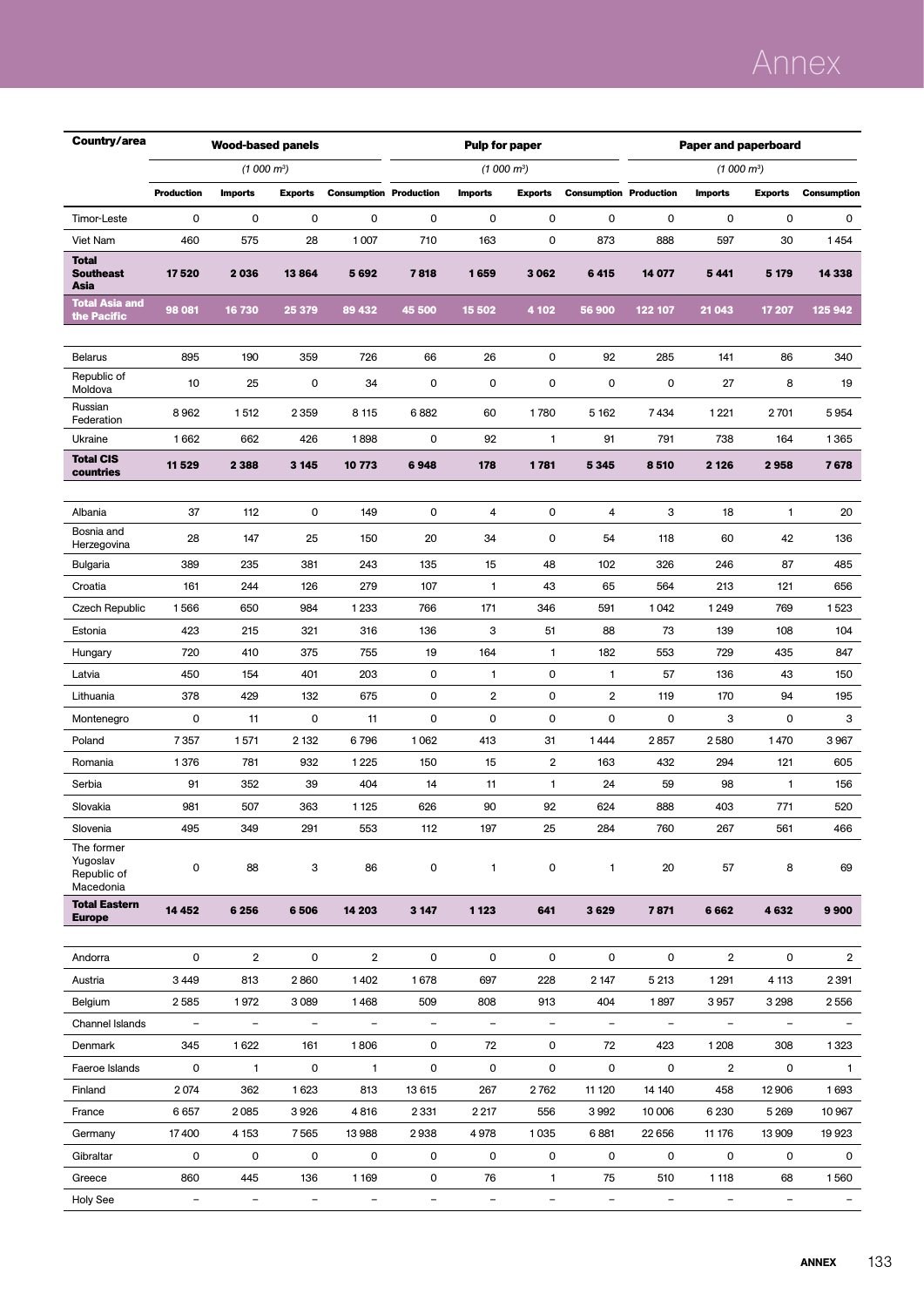| Country/area | Wood-based panels (1 000 $m^3$) | | | | Pulp for paper (1 000 $m^3$) | | | | Paper and paperboard (1 000 $m^3$) | | | |
|---|---|---|---|---|---|---|---|---|---|---|---|---|
| | Production | Imports | Exports | Consumption | Production | Imports | Exports | Consumption | Production | Imports | Exports | Consumption |
| Timor-Leste | 0 | 0 | 0 | 0 | 0 | 0 | 0 | 0 | 0 | 0 | 0 | 0 |
| Viet Nam | 460 | 575 | 28 | 1 007 | 710 | 163 | 0 | 873 | 888 | 597 | 30 | 1 454 |
| **Total Southeast Asia** | **17 520** | **2 036** | **13 864** | **5 692** | **7 818** | **1 659** | **3 062** | **6 415** | **14 077** | **5 441** | **5 179** | **14 338** |
| **Total Asia and the Pacific** | **98 081** | **16 730** | **25 379** | **89 432** | **45 500** | **15 502** | **4 102** | **56 900** | **122 107** | **21 043** | **17 207** | **125 942** |
| Belarus | 895 | 190 | 359 | 726 | 66 | 26 | 0 | 92 | 285 | 141 | 86 | 340 |
| Republic of Moldova | 10 | 25 | 0 | 34 | 0 | 0 | 0 | 0 | 0 | 27 | 8 | 19 |
| Russian Federation | 8 962 | 1 512 | 2 359 | 8 115 | 6 882 | 60 | 1 780 | 5 162 | 7 434 | 1 221 | 2 701 | 5 954 |
| Ukraine | 1 662 | 662 | 426 | 1 898 | 0 | 92 | 1 | 91 | 791 | 738 | 164 | 1 365 |
| **Total CIS countries** | **11 529** | **2 388** | **3 145** | **10 773** | **6 948** | **178** | **1 781** | **5 345** | **8 510** | **2 126** | **2 958** | **7 678** |
| Albania | 37 | 112 | 0 | 149 | 0 | 4 | 0 | 4 | 3 | 18 | 1 | 20 |
| Bosnia and Herzegovina | 28 | 147 | 25 | 150 | 20 | 34 | 0 | 54 | 118 | 60 | 42 | 136 |
| Bulgaria | 389 | 235 | 381 | 243 | 135 | 15 | 48 | 102 | 326 | 246 | 87 | 485 |
| Croatia | 161 | 244 | 126 | 279 | 107 | 1 | 43 | 65 | 564 | 213 | 121 | 656 |
| Czech Republic | 1 566 | 650 | 984 | 1 233 | 766 | 171 | 346 | 591 | 1 042 | 1 249 | 769 | 1 523 |
| Estonia | 423 | 215 | 321 | 316 | 136 | 3 | 51 | 88 | 73 | 139 | 108 | 104 |
| Hungary | 720 | 410 | 375 | 755 | 19 | 164 | 1 | 182 | 553 | 729 | 435 | 847 |
| Latvia | 450 | 154 | 401 | 203 | 0 | 1 | 0 | 1 | 57 | 136 | 43 | 150 |
| Lithuania | 378 | 429 | 132 | 675 | 0 | 2 | 0 | 2 | 119 | 170 | 94 | 195 |
| Montenegro | 0 | 11 | 0 | 11 | 0 | 0 | 0 | 0 | 0 | 3 | 0 | 3 |
| Poland | 7 357 | 1 571 | 2 132 | 6 796 | 1 062 | 413 | 31 | 1 444 | 2 857 | 2 580 | 1 470 | 3 967 |
| Romania | 1 376 | 781 | 932 | 1 225 | 150 | 15 | 2 | 163 | 432 | 294 | 121 | 605 |
| Serbia | 91 | 352 | 39 | 404 | 14 | 11 | 1 | 24 | 59 | 98 | 1 | 156 |
| Slovakia | 981 | 507 | 363 | 1 125 | 626 | 90 | 92 | 624 | 888 | 403 | 771 | 520 |
| Slovenia | 495 | 349 | 291 | 553 | 112 | 197 | 25 | 284 | 760 | 267 | 561 | 466 |
| The former Yugoslav Republic of Macedonia | 0 | 88 | 3 | 86 | 0 | 1 | 0 | 1 | 20 | 57 | 8 | 69 |
| **Total Eastern Europe** | **14 452** | **6 256** | **6 506** | **14 203** | **3 147** | **1 123** | **641** | **3 629** | **7 871** | **6 662** | **4 632** | **9 900** |
| Andorra | 0 | 2 | 0 | 2 | 0 | 0 | 0 | 0 | 0 | 2 | 0 | 2 |
| Austria | 3 449 | 813 | 2 860 | 1 402 | 1 678 | 697 | 228 | 2 147 | 5 213 | 1 291 | 4 113 | 2 391 |
| Belgium | 2 585 | 1 972 | 3 089 | 1 468 | 509 | 808 | 913 | 404 | 1 897 | 3 957 | 3 298 | 2 556 |
| Channel Islands | – | – | – | – | – | – | – | – | – | – | – | – |
| Denmark | 345 | 1 622 | 161 | 1 806 | 0 | 72 | 0 | 72 | 423 | 1 208 | 308 | 1 323 |
| Faeroe Islands | 0 | 1 | 0 | 1 | 0 | 0 | 0 | 0 | 0 | 2 | 0 | 1 |
| Finland | 2 074 | 362 | 1 623 | 813 | 13 615 | 267 | 2 762 | 11 120 | 14 140 | 458 | 12 906 | 1 693 |
| France | 6 657 | 2 085 | 3 926 | 4 816 | 2 331 | 2 217 | 556 | 3 992 | 10 006 | 6 230 | 5 269 | 10 967 |
| Germany | 17 400 | 4 153 | 7 565 | 13 988 | 2 938 | 4 978 | 1 035 | 6 881 | 22 656 | 11 176 | 13 909 | 19 923 |
| Gibraltar | 0 | 0 | 0 | 0 | 0 | 0 | 0 | 0 | 0 | 0 | 0 | 0 |
| Greece | 860 | 445 | 136 | 1 169 | 0 | 76 | 1 | 75 | 510 | 1 118 | 68 | 1 560 |
| Holy See | – | – | – | – | – | – | – | – | – | – | – | – |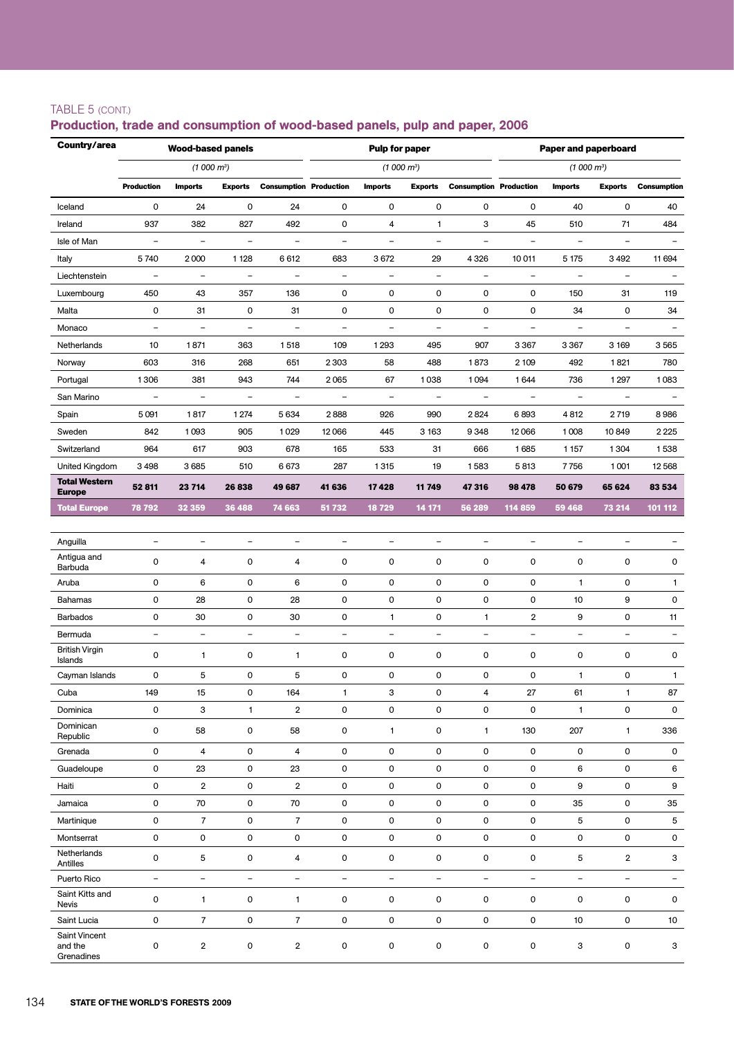TABLE 5 (CONT.)

## Production, trade and consumption of wood-based panels, pulp and paper, 2006

| Country/area | Wood-based panels | | | | Pulp for paper | | | | Paper and paperboard | | | |
|---|---|---|---|---|---|---|---|---|---|---|---|---|
| | (1 000 m³) | | | | (1 000 m³) | | | | (1 000 m³) | | | |
| | Production | Imports | Exports | Consumption | Production | Imports | Exports | Consumption | Production | Imports | Exports | Consumption |
| Iceland | 0 | 24 | 0 | 24 | 0 | 0 | 0 | 0 | 0 | 40 | 0 | 40 |
| Ireland | 937 | 382 | 827 | 492 | 0 | 4 | 1 | 3 | 45 | 510 | 71 | 484 |
| Isle of Man | – | – | – | – | – | – | – | – | – | – | – | – |
| Italy | 5 740 | 2 000 | 1 128 | 6 612 | 683 | 3 672 | 29 | 4 326 | 10 011 | 5 175 | 3 492 | 11 694 |
| Liechtenstein | – | – | – | – | – | – | – | – | – | – | – | – |
| Luxembourg | 450 | 43 | 357 | 136 | 0 | 0 | 0 | 0 | 0 | 150 | 31 | 119 |
| Malta | 0 | 31 | 0 | 31 | 0 | 0 | 0 | 0 | 0 | 34 | 0 | 34 |
| Monaco | – | – | – | – | – | – | – | – | – | – | – | – |
| Netherlands | 10 | 1 871 | 363 | 1 518 | 109 | 1 293 | 495 | 907 | 3 367 | 3 367 | 3 169 | 3 565 |
| Norway | 603 | 316 | 268 | 651 | 2 303 | 58 | 488 | 1 873 | 2 109 | 492 | 1 821 | 780 |
| Portugal | 1 306 | 381 | 943 | 744 | 2 065 | 67 | 1 038 | 1 094 | 1 644 | 736 | 1 297 | 1 083 |
| San Marino | – | – | – | – | – | – | – | – | – | – | – | – |
| Spain | 5 091 | 1 817 | 1 274 | 5 634 | 2 888 | 926 | 990 | 2 824 | 6 893 | 4 812 | 2 719 | 8 986 |
| Sweden | 842 | 1 093 | 905 | 1 029 | 12 066 | 445 | 3 163 | 9 348 | 12 066 | 1 008 | 10 849 | 2 225 |
| Switzerland | 964 | 617 | 903 | 678 | 165 | 533 | 31 | 666 | 1 685 | 1 157 | 1 304 | 1 538 |
| United Kingdom | 3 498 | 3 685 | 510 | 6 673 | 287 | 1 315 | 19 | 1 583 | 5 813 | 7 756 | 1 001 | 12 568 |
| **Total Western Europe** | **52 811** | **23 714** | **26 838** | **49 687** | **41 636** | **17 428** | **11 749** | **47 316** | **98 478** | **50 679** | **65 624** | **83 534** |
| **Total Europe** | **78 792** | **32 359** | **36 488** | **74 663** | **51 732** | **18 729** | **14 171** | **56 289** | **114 859** | **59 468** | **73 214** | **101 112** |
| Anguilla | – | – | – | – | – | – | – | – | – | – | – | – |
| Antigua and Barbuda | 0 | 4 | 0 | 4 | 0 | 0 | 0 | 0 | 0 | 0 | 0 | 0 |
| Aruba | 0 | 6 | 0 | 6 | 0 | 0 | 0 | 0 | 0 | 1 | 0 | 1 |
| Bahamas | 0 | 28 | 0 | 28 | 0 | 0 | 0 | 0 | 0 | 10 | 9 | 0 |
| Barbados | 0 | 30 | 0 | 30 | 0 | 1 | 0 | 1 | 2 | 9 | 0 | 11 |
| Bermuda | – | – | – | – | – | – | – | – | – | – | – | – |
| British Virgin Islands | 0 | 1 | 0 | 1 | 0 | 0 | 0 | 0 | 0 | 0 | 0 | 0 |
| Cayman Islands | 0 | 5 | 0 | 5 | 0 | 0 | 0 | 0 | 0 | 1 | 0 | 1 |
| Cuba | 149 | 15 | 0 | 164 | 1 | 3 | 0 | 4 | 27 | 61 | 1 | 87 |
| Dominica | 0 | 3 | 1 | 2 | 0 | 0 | 0 | 0 | 0 | 1 | 0 | 0 |
| Dominican Republic | 0 | 58 | 0 | 58 | 0 | 1 | 0 | 1 | 130 | 207 | 1 | 336 |
| Grenada | 0 | 4 | 0 | 4 | 0 | 0 | 0 | 0 | 0 | 0 | 0 | 0 |
| Guadeloupe | 0 | 23 | 0 | 23 | 0 | 0 | 0 | 0 | 0 | 6 | 0 | 6 |
| Haiti | 0 | 2 | 0 | 2 | 0 | 0 | 0 | 0 | 0 | 9 | 0 | 9 |
| Jamaica | 0 | 70 | 0 | 70 | 0 | 0 | 0 | 0 | 0 | 35 | 0 | 35 |
| Martinique | 0 | 7 | 0 | 7 | 0 | 0 | 0 | 0 | 0 | 5 | 0 | 5 |
| Montserrat | 0 | 0 | 0 | 0 | 0 | 0 | 0 | 0 | 0 | 0 | 0 | 0 |
| Netherlands Antilles | 0 | 5 | 0 | 4 | 0 | 0 | 0 | 0 | 0 | 5 | 2 | 3 |
| Puerto Rico | – | – | – | – | – | – | – | – | – | – | – | – |
| Saint Kitts and Nevis | 0 | 1 | 0 | 1 | 0 | 0 | 0 | 0 | 0 | 0 | 0 | 0 |
| Saint Lucia | 0 | 7 | 0 | 7 | 0 | 0 | 0 | 0 | 0 | 10 | 0 | 10 |
| Saint Vincent and the Grenadines | 0 | 2 | 0 | 2 | 0 | 0 | 0 | 0 | 0 | 3 | 0 | 3 |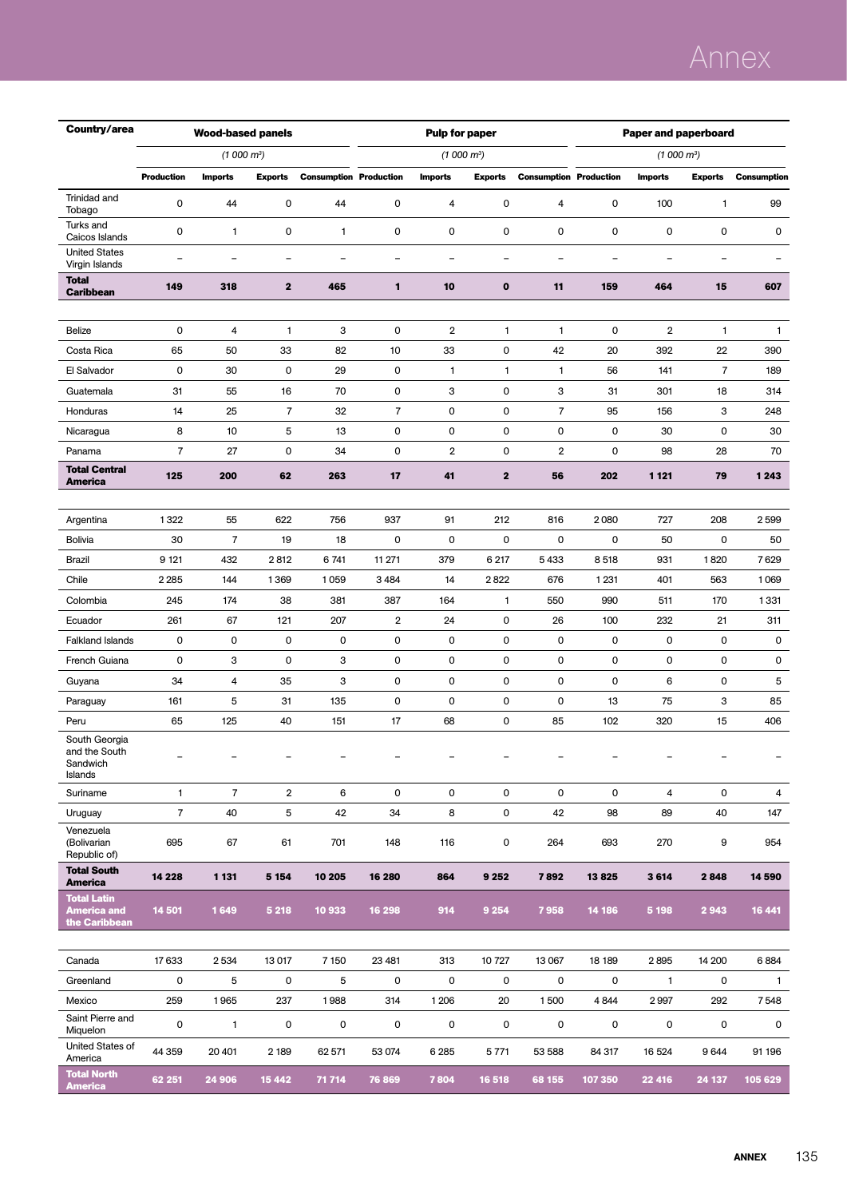| Country/area | Wood-based panels (1 000 m³) | | | | Pulp for paper (1 000 m³) | | | | Paper and paperboard (1 000 m³) | | | |
|---|---|---|---|---|---|---|---|---|---|---|---|---|
| | Production | Imports | Exports | Consumption | Production | Imports | Exports | Consumption | Production | Imports | Exports | Consumption |
| Trinidad and Tobago | 0 | 44 | 0 | 44 | 0 | 4 | 0 | 4 | 0 | 100 | 1 | 99 |
| Turks and Caicos Islands | 0 | 1 | 0 | 1 | 0 | 0 | 0 | 0 | 0 | 0 | 0 | 0 |
| United States Virgin Islands | – | – | – | – | – | – | – | – | – | – | – | – |
| **Total Caribbean** | **149** | **318** | **2** | **465** | **1** | **10** | **0** | **11** | **159** | **464** | **15** | **607** |
| Belize | 0 | 4 | 1 | 3 | 0 | 2 | 1 | 1 | 0 | 2 | 1 | 1 |
| Costa Rica | 65 | 50 | 33 | 82 | 10 | 33 | 0 | 42 | 20 | 392 | 22 | 390 |
| El Salvador | 0 | 30 | 0 | 29 | 0 | 1 | 1 | 1 | 56 | 141 | 7 | 189 |
| Guatemala | 31 | 55 | 16 | 70 | 0 | 3 | 0 | 3 | 31 | 301 | 18 | 314 |
| Honduras | 14 | 25 | 7 | 32 | 7 | 0 | 0 | 7 | 95 | 156 | 3 | 248 |
| Nicaragua | 8 | 10 | 5 | 13 | 0 | 0 | 0 | 0 | 0 | 30 | 0 | 30 |
| Panama | 7 | 27 | 0 | 34 | 0 | 2 | 0 | 2 | 0 | 98 | 28 | 70 |
| **Total Central America** | **125** | **200** | **62** | **263** | **17** | **41** | **2** | **56** | **202** | **1 121** | **79** | **1 243** |
| Argentina | 1 322 | 55 | 622 | 756 | 937 | 91 | 212 | 816 | 2 080 | 727 | 208 | 2 599 |
| Bolivia | 30 | 7 | 19 | 18 | 0 | 0 | 0 | 0 | 0 | 50 | 0 | 50 |
| Brazil | 9 121 | 432 | 2 812 | 6 741 | 11 271 | 379 | 6 217 | 5 433 | 8 518 | 931 | 1 820 | 7 629 |
| Chile | 2 285 | 144 | 1 369 | 1 059 | 3 484 | 14 | 2 822 | 676 | 1 231 | 401 | 563 | 1 069 |
| Colombia | 245 | 174 | 38 | 381 | 387 | 164 | 1 | 550 | 990 | 511 | 170 | 1 331 |
| Ecuador | 261 | 67 | 121 | 207 | 2 | 24 | 0 | 26 | 100 | 232 | 21 | 311 |
| Falkland Islands | 0 | 0 | 0 | 0 | 0 | 0 | 0 | 0 | 0 | 0 | 0 | 0 |
| French Guiana | 0 | 3 | 0 | 3 | 0 | 0 | 0 | 0 | 0 | 0 | 0 | 0 |
| Guyana | 34 | 4 | 35 | 3 | 0 | 0 | 0 | 0 | 0 | 6 | 0 | 5 |
| Paraguay | 161 | 5 | 31 | 135 | 0 | 0 | 0 | 0 | 13 | 75 | 3 | 85 |
| Peru | 65 | 125 | 40 | 151 | 17 | 68 | 0 | 85 | 102 | 320 | 15 | 406 |
| South Georgia and the South Sandwich Islands | – | – | – | – | – | – | – | – | – | – | – | – |
| Suriname | 1 | 7 | 2 | 6 | 0 | 0 | 0 | 0 | 0 | 4 | 0 | 4 |
| Uruguay | 7 | 40 | 5 | 42 | 34 | 8 | 0 | 42 | 98 | 89 | 40 | 147 |
| Venezuela (Bolivarian Republic of) | 695 | 67 | 61 | 701 | 148 | 116 | 0 | 264 | 693 | 270 | 9 | 954 |
| **Total South America** | **14 228** | **1 131** | **5 154** | **10 205** | **16 280** | **864** | **9 252** | **7 892** | **13 825** | **3 614** | **2 848** | **14 590** |
| **Total Latin America and the Caribbean** | **14 501** | **1 649** | **5 218** | **10 933** | **16 298** | **914** | **9 254** | **7 958** | **14 186** | **5 198** | **2 943** | **16 441** |
| Canada | 17 633 | 2 534 | 13 017 | 7 150 | 23 481 | 313 | 10 727 | 13 067 | 18 189 | 2 895 | 14 200 | 6 884 |
| Greenland | 0 | 5 | 0 | 5 | 0 | 0 | 0 | 0 | 0 | 1 | 0 | 1 |
| Mexico | 259 | 1 965 | 237 | 1 988 | 314 | 1 206 | 20 | 1 500 | 4 844 | 2 997 | 292 | 7 548 |
| Saint Pierre and Miquelon | 0 | 1 | 0 | 0 | 0 | 0 | 0 | 0 | 0 | 0 | 0 | 0 |
| United States of America | 44 359 | 20 401 | 2 189 | 62 571 | 53 074 | 6 285 | 5 771 | 53 588 | 84 317 | 16 524 | 9 644 | 91 196 |
| **Total North America** | **62 251** | **24 906** | **15 442** | **71 714** | **76 869** | **7 804** | **16 518** | **68 155** | **107 350** | **22 416** | **24 137** | **105 629** |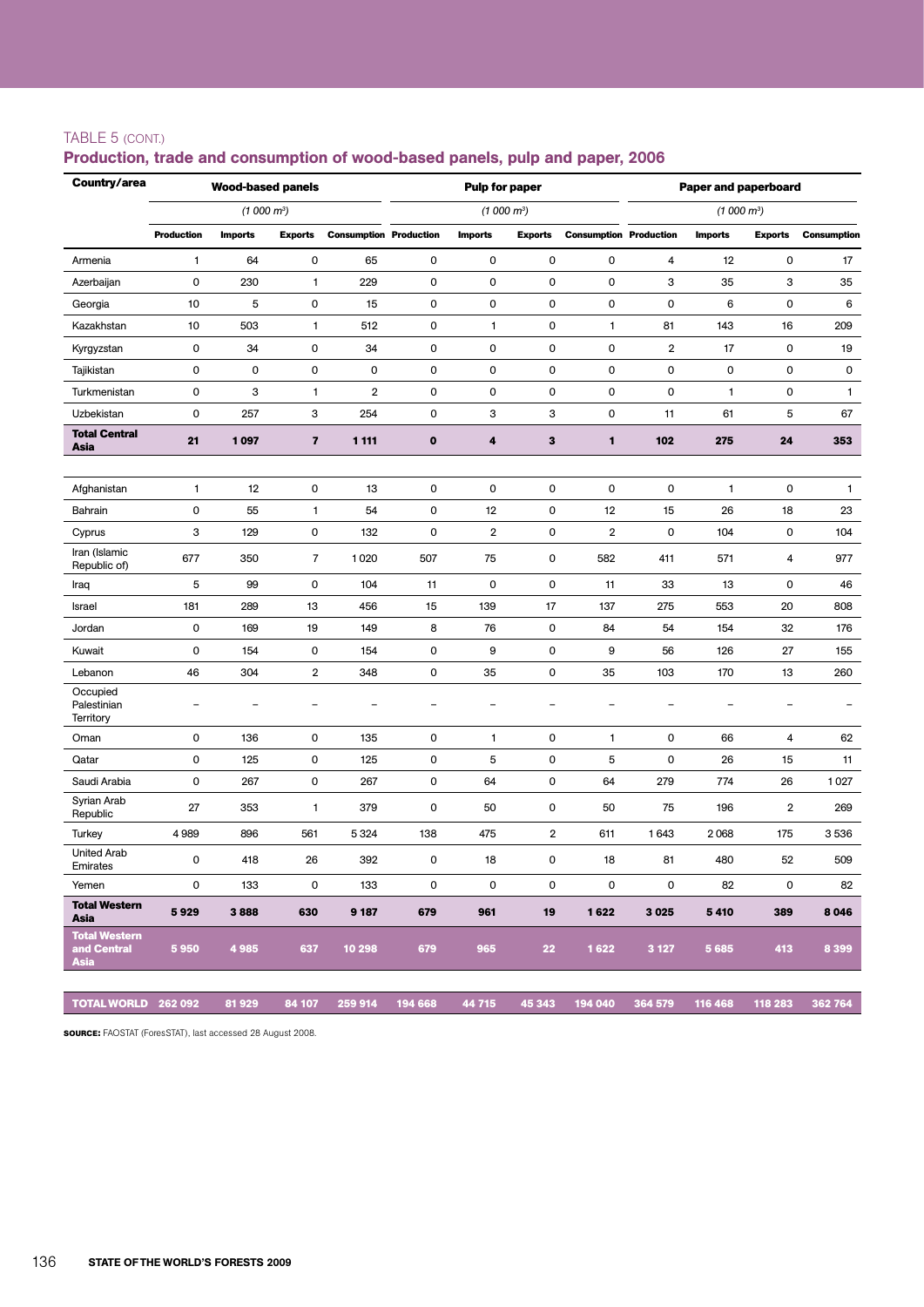TABLE 5 (CONT.)

## Production, trade and consumption of wood-based panels, pulp and paper, 2006

| Country/area | Wood-based panels (1 000 $m^3$) | | | | Pulp for paper (1 000 $m^3$) | | | | Paper and paperboard (1 000 $m^3$) | | | |
|---|---|---|---|---|---|---|---|---|---|---|---|---|
| | Production | Imports | Exports | Consumption | Production | Imports | Exports | Consumption | Production | Imports | Exports | Consumption |
| Armenia | 1 | 64 | 0 | 65 | 0 | 0 | 0 | 0 | 4 | 12 | 0 | 17 |
| Azerbaijan | 0 | 230 | 1 | 229 | 0 | 0 | 0 | 0 | 3 | 35 | 3 | 35 |
| Georgia | 10 | 5 | 0 | 15 | 0 | 0 | 0 | 0 | 0 | 6 | 0 | 6 |
| Kazakhstan | 10 | 503 | 1 | 512 | 0 | 1 | 0 | 1 | 81 | 143 | 16 | 209 |
| Kyrgyzstan | 0 | 34 | 0 | 34 | 0 | 0 | 0 | 0 | 2 | 17 | 0 | 19 |
| Tajikistan | 0 | 0 | 0 | 0 | 0 | 0 | 0 | 0 | 0 | 0 | 0 | 0 |
| Turkmenistan | 0 | 3 | 1 | 2 | 0 | 0 | 0 | 0 | 0 | 1 | 0 | 1 |
| Uzbekistan | 0 | 257 | 3 | 254 | 0 | 3 | 3 | 0 | 11 | 61 | 5 | 67 |
| **Total Central Asia** | **21** | **1 097** | **7** | **1 111** | **0** | **4** | **3** | **1** | **102** | **275** | **24** | **353** |
| Afghanistan | 1 | 12 | 0 | 13 | 0 | 0 | 0 | 0 | 0 | 1 | 0 | 1 |
| Bahrain | 0 | 55 | 1 | 54 | 0 | 12 | 0 | 12 | 15 | 26 | 18 | 23 |
| Cyprus | 3 | 129 | 0 | 132 | 0 | 2 | 0 | 2 | 0 | 104 | 0 | 104 |
| Iran (Islamic Republic of) | 677 | 350 | 7 | 1 020 | 507 | 75 | 0 | 582 | 411 | 571 | 4 | 977 |
| Iraq | 5 | 99 | 0 | 104 | 11 | 0 | 0 | 11 | 33 | 13 | 0 | 46 |
| Israel | 181 | 289 | 13 | 456 | 15 | 139 | 17 | 137 | 275 | 553 | 20 | 808 |
| Jordan | 0 | 169 | 19 | 149 | 8 | 76 | 0 | 84 | 54 | 154 | 32 | 176 |
| Kuwait | 0 | 154 | 0 | 154 | 0 | 9 | 0 | 9 | 56 | 126 | 27 | 155 |
| Lebanon | 46 | 304 | 2 | 348 | 0 | 35 | 0 | 35 | 103 | 170 | 13 | 260 |
| Occupied Palestinian Territory | – | – | – | – | – | – | – | – | – | – | – | – |
| Oman | 0 | 136 | 0 | 135 | 0 | 1 | 0 | 1 | 0 | 66 | 4 | 62 |
| Qatar | 0 | 125 | 0 | 125 | 0 | 5 | 0 | 5 | 0 | 26 | 15 | 11 |
| Saudi Arabia | 0 | 267 | 0 | 267 | 0 | 64 | 0 | 64 | 279 | 774 | 26 | 1 027 |
| Syrian Arab Republic | 27 | 353 | 1 | 379 | 0 | 50 | 0 | 50 | 75 | 196 | 2 | 269 |
| Turkey | 4 989 | 896 | 561 | 5 324 | 138 | 475 | 2 | 611 | 1 643 | 2 068 | 175 | 3 536 |
| United Arab Emirates | 0 | 418 | 26 | 392 | 0 | 18 | 0 | 18 | 81 | 480 | 52 | 509 |
| Yemen | 0 | 133 | 0 | 133 | 0 | 0 | 0 | 0 | 0 | 82 | 0 | 82 |
| **Total Western Asia** | **5 929** | **3 888** | **630** | **9 187** | **679** | **961** | **19** | **1 622** | **3 025** | **5 410** | **389** | **8 046** |
| **Total Western and Central Asia** | **5 950** | **4 985** | **637** | **10 298** | **679** | **965** | **22** | **1 622** | **3 127** | **5 685** | **413** | **8 399** |
| **TOTAL WORLD** | **262 092** | **81 929** | **84 107** | **259 914** | **194 668** | **44 715** | **45 343** | **194 040** | **364 579** | **116 468** | **118 283** | **362 764** |

**SOURCE:** FAOSTAT (ForesSTAT), last accessed 28 August 2008.